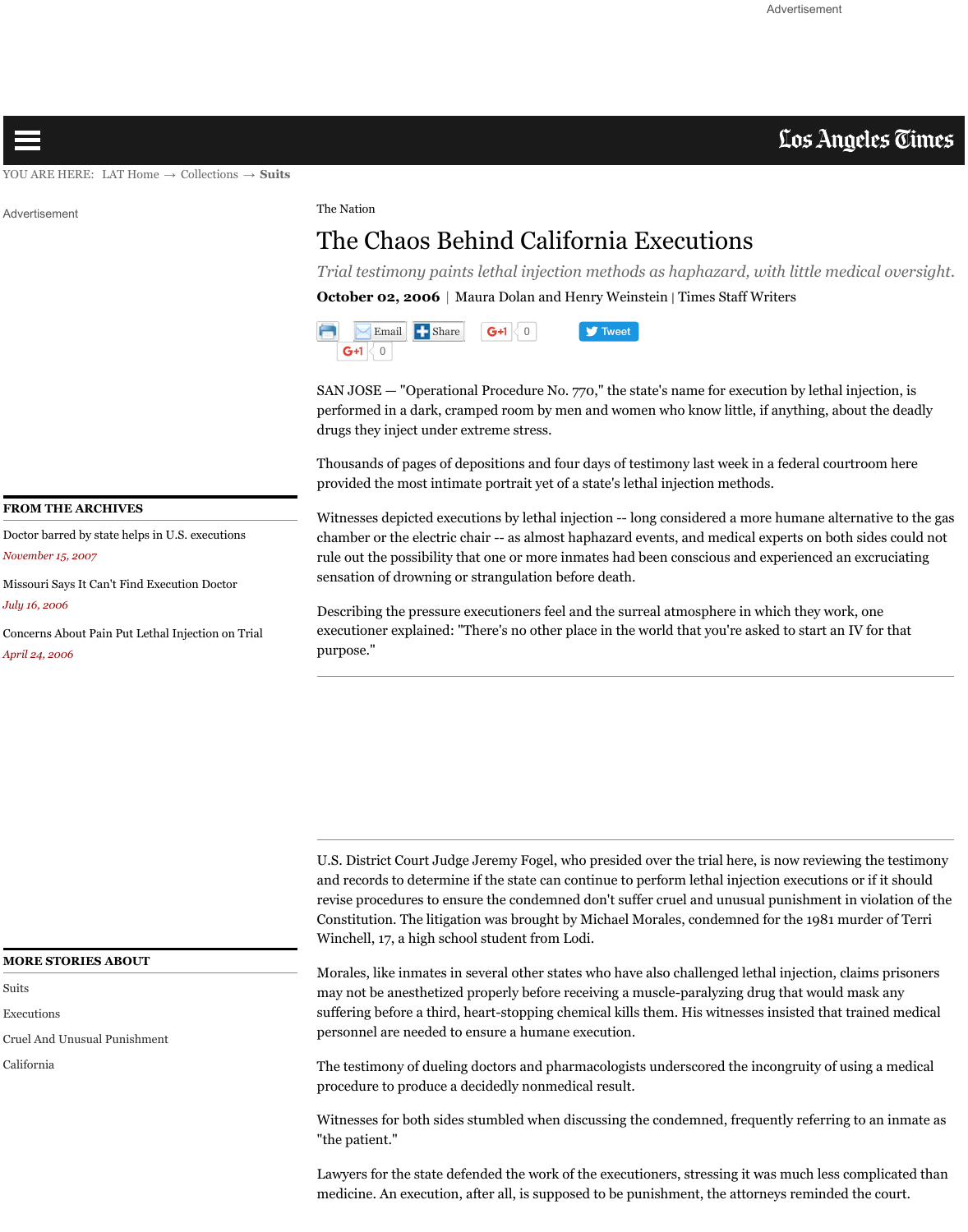The Nation

# The Chaos Behind California Executions

*Trial testimony paints lethal injection methods as haphazard, with little medical oversight.*

**October 02, 2006** | Maura Dolan and Henry Weinstein | Times Staff Writers

SAN JOSE — "Operational Procedure No. 770," the state's name for execution by lethal injection, is performed in a dark, cramped room by men and women who know little, if anything, about the deadly drugs they inject under extreme stress.

Thousands of pages of depositions and four days of testimony last week in a federal courtroom here provided the most intimate portrait yet of a state's lethal injection methods.

Witnesses depicted executions by lethal injection -- long considered a more humane alternative to the gas chamber or the electric chair -- as almost haphazard events, and medical experts on both sides could not rule out the possibility that one or more inmates had been conscious and experienced an excruciating sensation of drowning or strangulation before death.

Describing the pressure executioners feel and the surreal atmosphere in which they work, one executioner explained: "There's no other place in the world that you're asked to start an IV for that purpose."

U.S. District Court Judge Jeremy Fogel, who presided over the trial here, is now reviewing the testimony and records to determine if the state can continue to perform lethal injection executions or if it should revise procedures to ensure the condemned don't suffer cruel and unusual punishment in violation of the Constitution. The litigation was brought by Michael Morales, condemned for the 1981 murder of Terri Winchell, 17, a high school student from Lodi.

Morales, like inmates in several other states who have also challenged lethal injection, claims prisoners may not be anesthetized properly before receiving a muscle-paralyzing drug that would mask any suffering before a third, heart-stopping chemical kills them. His witnesses insisted that trained medical personnel are needed to ensure a humane execution.

The testimony of dueling doctors and pharmacologists underscored the incongruity of using a medical procedure to produce a decidedly nonmedical result.

Witnesses for both sides stumbled when discussing the condemned, frequently referring to an inmate as "the patient."

Lawyers for the state defended the work of the executioners, stressing it was much less complicated than medicine. An execution, after all, is supposed to be punishment, the attorneys reminded the court.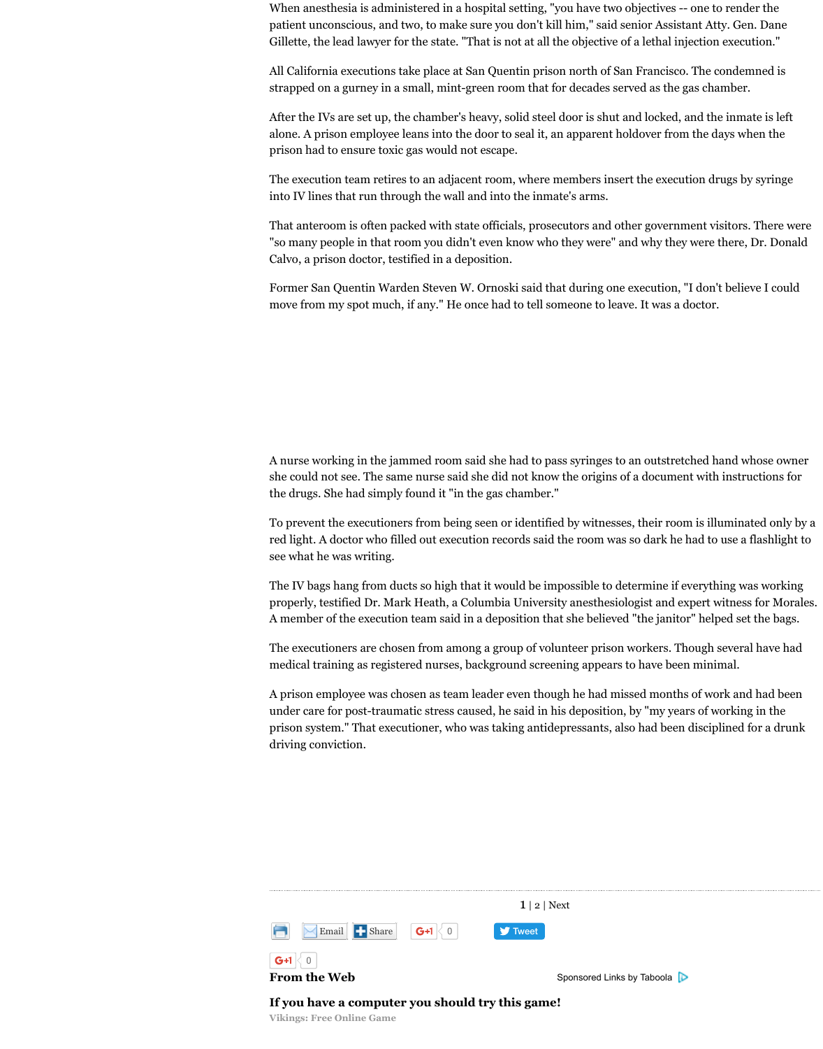When anesthesia is administered in a hospital setting, "you have two objectives -- one to render the patient unconscious, and two, to make sure you don't kill him," said senior Assistant Atty. Gen. Dane Gillette, the lead lawyer for the state. "That is not at all the objective of a lethal injection execution."

All California executions take place at San Quentin prison north of San Francisco. The condemned is strapped on a gurney in a small, mint-green room that for decades served as the gas chamber.

After the IVs are set up, the chamber's heavy, solid steel door is shut and locked, and the inmate is left alone. A prison employee leans into the door to seal it, an apparent holdover from the days when the prison had to ensure toxic gas would not escape.

The execution team retires to an adjacent room, where members insert the execution drugs by syringe into IV lines that run through the wall and into the inmate's arms.

That anteroom is often packed with state officials, prosecutors and other government visitors. There were "so many people in that room you didn't even know who they were" and why they were there, Dr. Donald Calvo, a prison doctor, testified in a deposition.

Former San Quentin Warden Steven W. Ornoski said that during one execution, "I don't believe I could move from my spot much, if any." He once had to tell someone to leave. It was a doctor.

A nurse working in the jammed room said she had to pass syringes to an outstretched hand whose owner she could not see. The same nurse said she did not know the origins of a document with instructions for the drugs. She had simply found it "in the gas chamber."

To prevent the executioners from being seen or identified by witnesses, their room is illuminated only by a red light. A doctor who filled out execution records said the room was so dark he had to use a flashlight to see what he was writing.

The IV bags hang from ducts so high that it would be impossible to determine if everything was working properly, testified Dr. Mark Heath, a Columbia University anesthesiologist and expert witness for Morales. A member of the execution team said in a deposition that she believed "the janitor" helped set the bags.

The executioners are chosen from among a group of volunteer prison workers. Though several have had medical training as registered nurses, background screening appears to have been minimal.

A prison employee was chosen as team leader even though he had missed months of work and had been under care for post-traumatic stress caused, he said in his deposition, by "my years of working in the prison system." That executioner, who was taking antidepressants, also had been disciplined for a drunk driving conviction.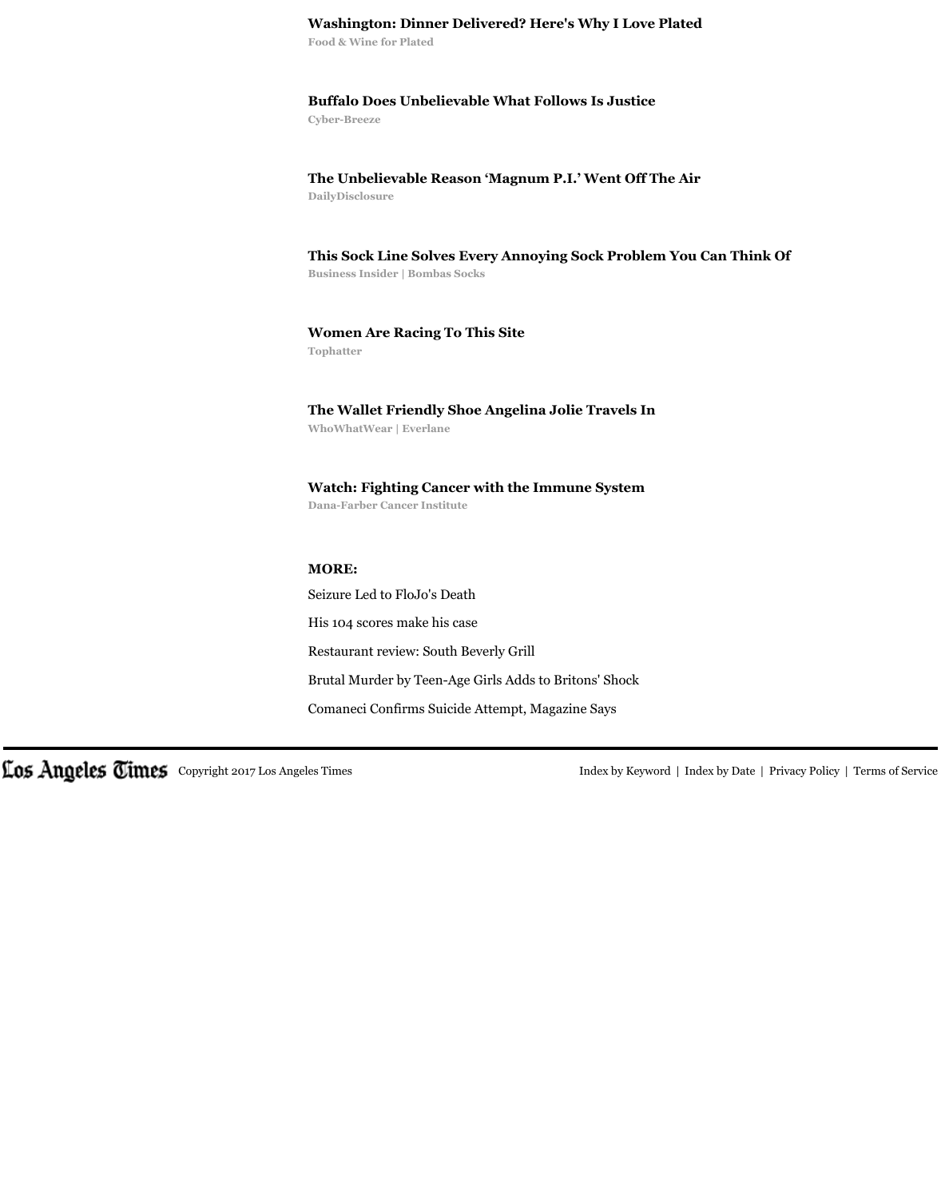**Washington: Dinner Delivered? Here's Why I Love Plated**
Food & Wine for Plated

**Buffalo Does Unbelievable What Follows Is Justice**
Cyber-Breeze

**The Unbelievable Reason 'Magnum P.I.' Went Off The Air**
DailyDisclosure

**This Sock Line Solves Every Annoying Sock Problem You Can Think Of**
Business Insider | Bombas Socks

**Women Are Racing To This Site**
Tophatter

**The Wallet Friendly Shoe Angelina Jolie Travels In**
WhoWhatWear | Everlane

**Watch: Fighting Cancer with the Immune System**
Dana-Farber Cancer Institute

**MORE:**

Seizure Led to FloJo's Death

His 104 scores make his case

Restaurant review: South Beverly Grill

Brutal Murder by Teen-Age Girls Adds to Britons' Shock

Comaneci Confirms Suicide Attempt, Magazine Says

Los Angeles Times Copyright 2017 Los Angeles Times

Index by Keyword | Index by Date | Privacy Policy | Terms of Service